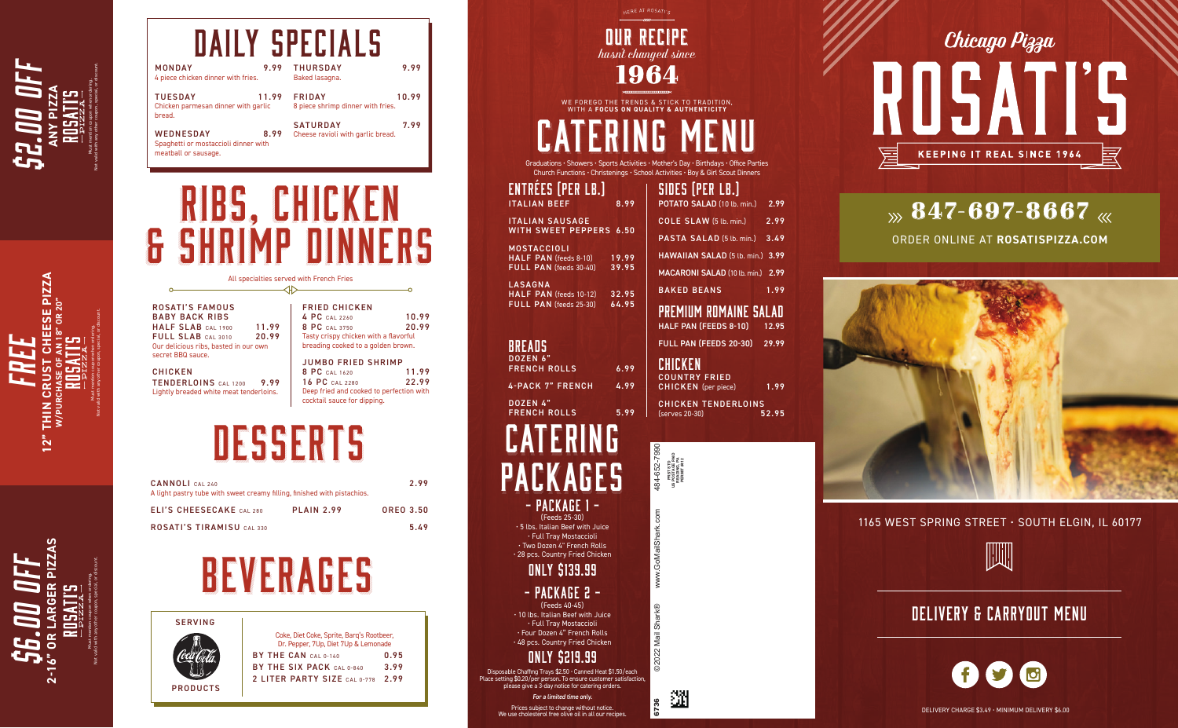## $2.00 OFF

**ANY PIZZA**

ROSATI'S PIZZA

Must mention coupon when ordering. Not valid with any other coupon, special, or discount.

## FREE

**12" THIN CRUST CHEESE PIZZA W/PURCHASE OF AN 18" OR 20"**

ROSATI'S PIZZA

Must mention coupon when ordering. Not valid with any other coupon, special, or discount.

## $6.00 OFF

**2-16" OR LARGER PIZZAS**

ROSATI'S PIZZA

Must mention coupon when ordering. Not valid with any other coupon, special, or discount.

# DAILY SPECIALS

**MONDAY** 9.99
4 piece chicken dinner with fries.

**TUESDAY** 11.99
Chicken parmesan dinner with garlic bread.

**WEDNESDAY** 8.99
Spaghetti or mostaccioli dinner with meatball or sausage.

**THURSDAY** 9.99
Baked lasagna.

**FRIDAY** 10.99
8 piece shrimp dinner with fries.

**SATURDAY** 7.99
Cheese ravioli with garlic bread.

# RIBS, CHICKEN & SHRIMP DINNERS

All specialties served with French Fries

**ROSATI'S FAMOUS BABY BACK RIBS**

| | | |
|---|---|---|
| HALF SLAB | CAL 1900 | 11.99 |
| FULL SLAB | CAL 3010 | 20.99 |

Our delicious ribs, basted in our own secret BBQ sauce.

**CHICKEN TENDERLOINS** CAL 1200 9.99
Lightly breaded white meat tenderloins.

**FRIED CHICKEN**

| | | |
|---|---|---|
| 4 PC | CAL 2260 | 10.99 |
| 8 PC | CAL 3750 | 20.99 |

Tasty crispy chicken with a flavorful breading cooked to a golden brown.

**JUMBO FRIED SHRIMP**

| | | |
|---|---|---|
| 8 PC | CAL 1620 | 11.99 |
| 16 PC | CAL 2280 | 22.99 |

Deep fried and cooked to perfection with cocktail sauce for dipping.

# DESSERTS

**CANNOLI** CAL 240 — 2.99
A light pastry tube with sweet creamy filling, finished with pistachios.

**ELI'S CHEESECAKE** CAL 280 — PLAIN 2.99 — OREO 3.50

**ROSATI'S TIRAMISU** CAL 330 — 5.49

# BEVERAGES

SERVING Coca-Cola PRODUCTS

Coke, Diet Coke, Sprite, Barq's Rootbeer, Dr. Pepper, 7Up, Diet 7Up & Lemonade

| | | |
|---|---|---|
| BY THE CAN | CAL 0-140 | 0.95 |
| BY THE SIX PACK | CAL 0-840 | 3.99 |
| 2 LITER PARTY SIZE | CAL 0-778 | 2.99 |

HERE AT ROSATI'S

# OUR RECIPE
*hasn't changed since*
**1964**

WE FOREGO THE TRENDS & STICK TO TRADITION, WITH A **FOCUS ON QUALITY & AUTHENTICITY**

# CATERING MENU

Graduations · Showers · Sports Activities · Mother's Day · Birthdays · Office Parties
Church Functions · Christenings · School Activities · Boy & Girl Scout Dinners

## ENTRÉES (PER LB.)

| | |
|---|---|
| ITALIAN BEEF | 8.99 |
| ITALIAN SAUSAGE WITH SWEET PEPPERS | 6.50 |

**MOSTACCIOLI**

| | |
|---|---|
| HALF PAN (feeds 8-10) | 19.99 |
| FULL PAN (feeds 30-40) | 39.95 |

**LASAGNA**

| | |
|---|---|
| HALF PAN (feeds 10-12) | 32.95 |
| FULL PAN (feeds 25-30) | 64.95 |

## BREADS

| | |
|---|---|
| DOZEN 6" FRENCH ROLLS | 6.99 |
| 4-PACK 7" FRENCH | 4.99 |
| DOZEN 4" FRENCH ROLLS | 5.99 |

## SIDES (PER LB.)

| | |
|---|---|
| POTATO SALAD (10 lb. min.) | 2.99 |
| COLE SLAW (5 lb. min.) | 2.99 |
| PASTA SALAD (5 lb. min.) | 3.49 |
| HAWAIIAN SALAD (5 lb. min.) | 3.99 |
| MACARONI SALAD (10 lb. min.) | 2.99 |
| BAKED BEANS | 1.99 |

## PREMIUM ROMAINE SALAD

| | |
|---|---|
| HALF PAN (FEEDS 8-10) | 12.95 |
| FULL PAN (FEEDS 20-30) | 29.99 |

## CHICKEN

| | |
|---|---|
| COUNTRY FRIED CHICKEN (per piece) | 1.99 |
| CHICKEN TENDERLOINS (serves 20-30) | 52.95 |

# CATERING PACKAGES

### - PACKAGE 1 -
(Feeds 25-30)

- 5 lbs. Italian Beef with Juice
- Full Tray Mostaccioli
- Two Dozen 4" French Rolls
- 28 pcs. Country Fried Chicken

**ONLY $139.99**

### - PACKAGE 2 -
(Feeds 40-45)

- 10 lbs. Italian Beef with Juice
- Full Tray Mostaccioli
- Four Dozen 4" French Rolls
- 48 pcs. Country Fried Chicken

**ONLY $219.99**

Disposable Chaffing Trays $2.50 · Canned Heat $1.50/each
Place setting $0.20/per person. To ensure customer satisfaction, please give a 3-day notice for catering orders.

*For a limited time only.*

Prices subject to change without notice.
We use cholesterol free olive oil in all our recipes.

©2022 Mail Shark® www.GoMailShark.com 484-652-7990

PRST STD US POSTAGE PAID READING, PA PERMIT #812

6736

*Chicago Pizza*

# ROSATI'S

KEEPING IT REAL SINCE 1964

## » 847-697-8667 «

ORDER ONLINE AT **ROSATISPIZZA.COM**

1165 WEST SPRING STREET · SOUTH ELGIN, IL 60177

## DELIVERY & CARRYOUT MENU

DELIVERY CHARGE $3.49 · MINIMUM DELIVERY $6.00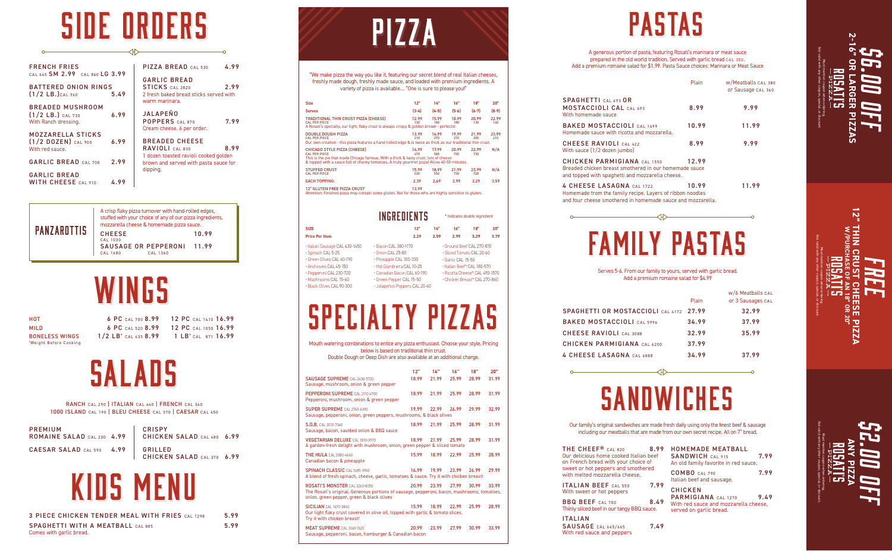# SIDE ORDERS

| | |
|---|---|
| FRENCH FRIES CAL 645 SM 2.99 CAL 860 LG 3.99 | |
| BATTERED ONION RINGS (1/2 LB.) CAL 960 | 5.49 |
| BREADED MUSHROOM (1/2 LB.) CAL 730 With Ranch dressing. | 6.99 |
| MOZZARELLA STICKS (1/2 DOZEN) CAL 900 With red sauce. | 6.99 |
| GARLIC BREAD CAL 700 | 2.99 |
| GARLIC BREAD WITH CHEESE CAL 910 | 4.99 |
| PIZZA BREAD CAL 530 | 4.99 |
| GARLIC BREAD STICKS CAL 2820 2 fresh baked bread sticks served with warm marinara. | 2.99 |
| JALAPEÑO POPPERS CAL 870 Cream cheese. 6 per order. | 7.99 |
| BREADED CHEESE RAVIOLI CAL 830 1 dozen toasted ravioli cooked golden brown and served with pasta sauce for dipping. | 8.99 |

## PANZAROTTIS

A crisp flaky pizza turnover with hand-rolled edges, stuffed with your choice of any of our pizza ingredients, mozzarella cheese & homemade pizza sauce.

| | |
|---|---|
| CHEESE CAL 1030 | 10.99 |
| SAUSAGE OR PEPPERONI CAL 1680 CAL 1360 | 11.99 |

# WINGS

| | | |
|---|---|---|
| HOT | 6 PC CAL 700 8.99 | 12 PC CAL 1410 16.99 |
| MILD | 6 PC CAL 520 8.99 | 12 PC CAL 1050 16.99 |
| BONELESS WINGS | 1/2 LB* CAL 435 8.99 | 1 LB* CAL 871 16.99 |

*Weight Before Cooking

# SALADS

RANCH CAL 290 | ITALIAN CAL 460 | FRENCH CAL 340
1000 ISLAND CAL 190 | BLEU CHEESE CAL 370 | CAESAR CAL 450

| | |
|---|---|
| PREMIUM ROMAINE SALAD CAL 200 | 4.99 |
| CAESAR SALAD CAL 590 | 4.99 |
| CRISPY CHICKEN SALAD CAL 480 | 6.99 |
| GRILLED CHICKEN SALAD CAL 370 | 6.99 |

# KIDS MENU

| | |
|---|---|
| 3 PIECE CHICKEN TENDER MEAL WITH FRIES CAL 1298 | 5.99 |
| SPAGHETTI WITH A MEATBALL CAL 885 Comes with garlic bread. | 5.99 |

# PIZZA

"We make pizza the way you like it, featuring our secret blend of real Italian cheeses, freshly made dough, freshly made sauce, and loaded with premium ingredients. A variety of pizza is available... "One is sure to please you!"

| Size | 12" | 14" | 16" | 18" | 20" |
|---|---|---|---|---|---|
| Serves | (3-4) | (4-5) | (5-6) | (6-7) | (8-9) |
| TRADITIONAL THIN CRUST PIZZA (CHEESE) CAL PER PIECE — A Rosati's specialty, our light, flaky crust is always crispy & golden brown - perfecto! | 12.99 (130) | 15.99 (180) | 18.99 (180) | 20.99 (130) | 22.99 (140) |
| DOUBLE DOUGH PIZZA CAL PER PIECE — Our own creation - this pizza features a hand rolled edge & is twice as thick as our traditional thin crust. | 13.99 (210) | 16.99 (270) | 19.99 (270) | 21.99 (200) | 23.99 (210) |
| CHICAGO STYLE PIZZA (CHEESE) CAL PER PIECE — This is the pie that made Chicago famous. With a thick & tasty crust, lots of cheese & topped with a sauce full of chunky tomatoes. A truly gourmet pizza! Allow 40-50 minutes. | 14.99 (470) | 17.99 (580) | 20.99 (730) | 22.99 (730) | N/A |
| STUFFED CRUST CAL PER PIECE | 15.99 (530) | 18.99 (550) | 21.99 (730) | 23.99 (728) | N/A |
| EACH TOPPING: | 2.39 | 2.69 | 2.99 | 3.29 | 3.59 |
| 12" GLUTEN FREE PIZZA CRUST | 13.99 | | | | |

Attention: Finished pizza may contain some gluten. Not for those who are highly sensitive to gluten.

## INGREDIENTS

* Indicates double ingredient

| SIZE | 12" | 14" | 16" | 18" | 20" |
|---|---|---|---|---|---|
| Price Per Item | 2.29 | 2.59 | 2.99 | 3.29 | 3.79 |

- Italian Sausage CAL 430-1450
- Spinach CAL 5-25
- Green Olives CAL 60-190
- Anchovies CAL 45-150
- Pepperoni CAL 230-720
- Mushrooms CAL 15-60
- Black Olives CAL 90-300
- Bacon CAL 380-1170
- Onion CAL 25-80
- Pineapple CAL 100-330
- Hot Giardiniera CAL 10-25
- Canadian Bacon CAL 60-190
- Green Pepper CAL 15-50
- Jalapeños Peppers CAL 20-60
- Ground Beef CAL 270-870
- Sliced Tomato CAL 20-60
- Garlic CAL 15-50
- Italian Beef* CAL 180-570
- Ricotta Cheese* CAL 490-1570
- Chicken Breast* CAL 270-860

# SPECIALTY PIZZAS

Mouth watering combinations to entice any pizza enthusiast. Choose your style. Pricing below is based on traditional thin crust.
Double Dough or Deep Dish are also available at an additional charge.

| | 12" | 14" | 16" | 18" | 20" |
|---|---|---|---|---|---|
| SAUSAGE SUPREME CAL 2430-5720 Sausage, mushroom, onion & green pepper | 18.99 | 21.99 | 25.99 | 28.99 | 31.99 |
| PEPPERONI SUPREME CAL 2110-4700 Pepperoni, mushroom, onion & green pepper | 18.99 | 21.99 | 25.99 | 28.99 | 31.99 |
| SUPER SUPREME CAL 2760-6390 Sausage, pepperoni, onion, green peppers, mushrooms, & black olives | 19.99 | 22.99 | 26.99 | 29.99 | 32.99 |
| S.O.B. CAL 3010-7060 Sausage, bacon, sautéed onion & BBQ sauce | 18.99 | 21.99 | 25.99 | 28.99 | 31.99 |
| VEGETARIAN DELUXE CAL 1810-3970 A garden-fresh delight with mushroom, onion, green pepper & sliced tomato | 18.99 | 21.99 | 25.99 | 28.99 | 31.99 |
| THE HULA CAL 2080-4660 Canadian bacon & pineapple | 15.99 | 18.99 | 22.99 | 25.99 | 28.99 |
| SPINACH CLASSIC CAL 1685-3945 A blend of fresh spinach, cheese, garlic, tomatoes & sauce. Try it with chicken breast! | 16.99 | 19.99 | 23.99 | 26.99 | 29.99 |
| ROSATI'S MONSTER CAL 3260-8050 The Rosati's original. Generous portions of sausage, pepperoni, bacon, mushrooms, tomatoes, onion, green pepper, green & black olives | 20.99 | 23.99 | 27.99 | 30.99 | 33.99 |
| SICILIAN CAL 1670-3840 Our light flaky crust covered in olive oil, topped with garlic & tomato slices. Try it with chicken breast! | 15.99 | 18.99 | 22.99 | 25.99 | 28.99 |
| MEAT SUPREME CAL 3160-7620 Sausage, pepperoni, bacon, hamburger & Canadian bacon | 20.99 | 23.99 | 27.99 | 30.99 | 33.99 |

# PASTAS

A generous portion of pasta, featuring Rosati's marinara or meat sauce prepared in the old world tradition. Served with garlic bread CAL 350.
Add a premium romaine salad for $1.99. Pasta Sauce choices: Marinara or Meat Sauce

| | Plain | w/Meatballs CAL 380 or Sausage CAL 360 |
|---|---|---|
| SPAGHETTI CAL 693 OR MOSTACCIOLI CAL 693 With homemade sauce | 8.99 | 9.99 |
| BAKED MOSTACCIOLI CAL 1499 Homemade sauce with ricotta and mozzarella. | 10.99 | 11.99 |
| CHEESE RAVIOLI CAL 422 With sauce (1/2 dozen jumbo) | 8.99 | 9.99 |
| CHICKEN PARMIGIANA CAL 1550 Breaded chicken breast smothered in our homemade sauce and topped with spaghetti and mozzarella cheese. | 12.99 | |
| 4 CHEESE LASAGNA CAL 1722 Homemade from the family recipe. Layers of ribbon noodles and four cheese smothered in homemade sauce and mozzarella. | 10.99 | 11.99 |

# FAMILY PASTAS

Serves 5-6. From our family to yours, served with garlic bread.
Add a premium romaine salad for $4.99

| | Plain | w/6 Meatballs CAL or 3 Sausages CAL |
|---|---|---|
| SPAGHETTI OR MOSTACCIOLI CAL 4172 | 27.99 | 32.99 |
| BAKED MOSTACCIOLI CAL 5996 | 34.99 | 37.99 |
| CHEESE RAVIOLI CAL 3088 | 32.99 | 35.99 |
| CHICKEN PARMIGIANA CAL 6200 | 37.99 | |
| 4 CHEESE LASAGNA CAL 6888 | 34.99 | 37.99 |

# SANDWICHES

Our family's original sandwiches are made fresh daily using only the finest beef & sausage including our meatballs that are made from our own secret recipe. All on 7" bread.

| | |
|---|---|
| THE CHEEF® CAL 820 Our delicious home cooked Italian beef on French bread with your choice of sweet or hot peppers and smothered with melted mozzarella cheese. | 8.99 |
| ITALIAN BEEF CAL 500 With sweet or hot peppers | 7.99 |
| BBQ BEEF CAL 700 Thinly sliced beef in our tangy BBQ sauce. | 8.49 |
| ITALIAN SAUSAGE CAL 645/665 With red sauce and peppers | 7.49 |
| HOMEMADE MEATBALL SANDWICH CAL 915 An old family favorite in red sauce. | 7.99 |
| COMBO CAL 790 Italian beef and sausage. | 7.99 |
| CHICKEN PARMIGIANA CAL 1270 With red sauce and mozzarella cheese, served on garlic bread. | 9.49 |

**$6.00 OFF**
2-16" OR LARGER PIZZAS
ROSATI'S — PIZZA —
Must mention coupon when ordering.
Not valid with any other coupon, special, or discount.

**FREE**
12" THIN CRUST CHEESE PIZZA
W/PURCHASE OF AN 18" OR 20"
ROSATI'S — PIZZA —
Must mention coupon when ordering.
Not valid with any other coupon, special, or discount.

**$2.00 OFF**
ANY PIZZA
ROSATI'S — PIZZA —
Must mention coupon when ordering.
Not valid with any other coupon, special, or discount.